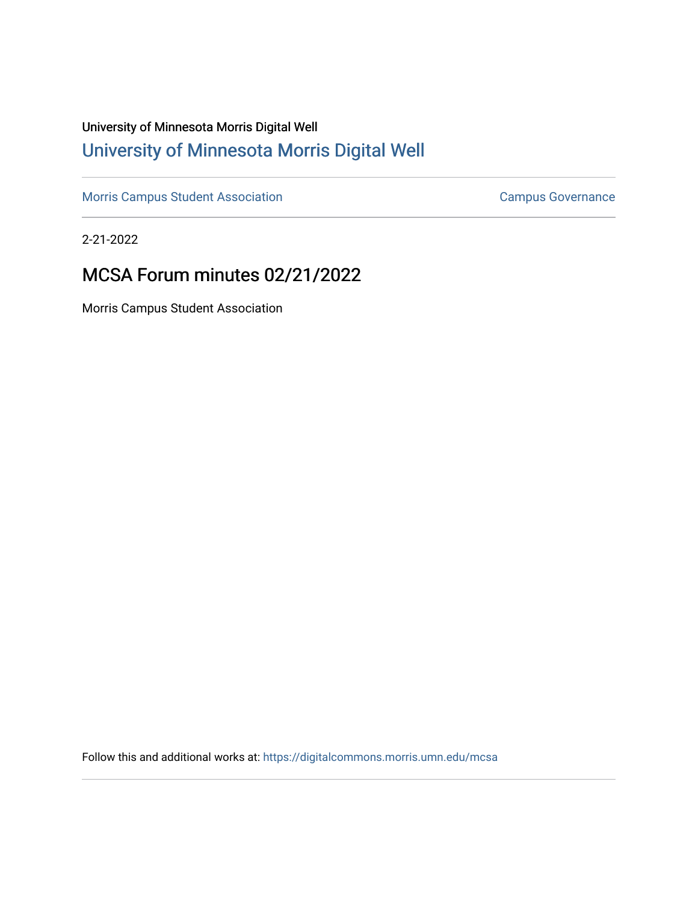University of Minnesota Morris Digital Well

# University of Minnesota Morris Digital Well

Morris Campus Student Association | Campus Governance

2-21-2022

## MCSA Forum minutes 02/21/2022

Morris Campus Student Association

Follow this and additional works at: https://digitalcommons.morris.umn.edu/mcsa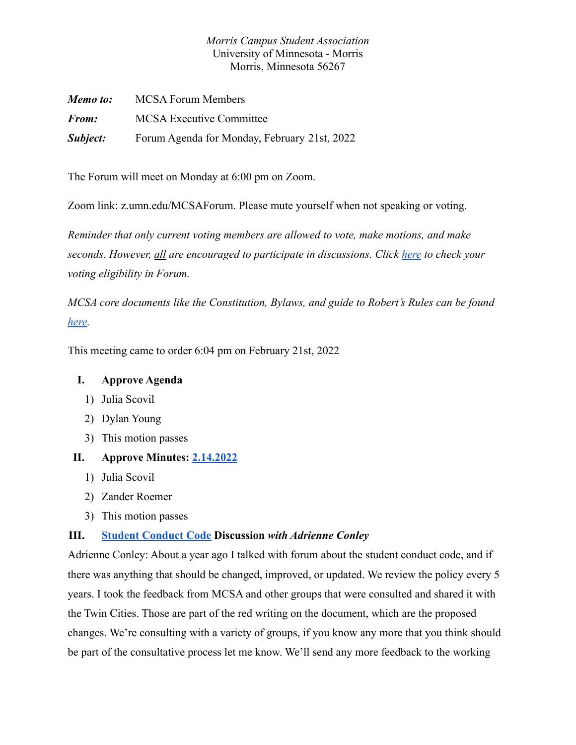*Morris Campus Student Association*
University of Minnesota - Morris
Morris, Minnesota 56267

***Memo to:*** MCSA Forum Members

***From:*** MCSA Executive Committee

***Subject:*** Forum Agenda for Monday, February 21st, 2022

The Forum will meet on Monday at 6:00 pm on Zoom.

Zoom link: z.umn.edu/MCSAForum. Please mute yourself when not speaking or voting.

*Reminder that only current voting members are allowed to vote, make motions, and make seconds. However, all are encouraged to participate in discussions. Click here to check your voting eligibility in Forum.*

*MCSA core documents like the Constitution, Bylaws, and guide to Robert's Rules can be found here.*

This meeting came to order 6:04 pm on February 21st, 2022

I. **Approve Agenda**
   1) Julia Scovil
   2) Dylan Young
   3) This motion passes

II. **Approve Minutes: 2.14.2022**
   1) Julia Scovil
   2) Zander Roemer
   3) This motion passes

III. **Student Conduct Code Discussion *with Adrienne Conley***

Adrienne Conley: About a year ago I talked with forum about the student conduct code, and if there was anything that should be changed, improved, or updated. We review the policy every 5 years. I took the feedback from MCSA and other groups that were consulted and shared it with the Twin Cities. Those are part of the red writing on the document, which are the proposed changes. We're consulting with a variety of groups, if you know any more that you think should be part of the consultative process let me know. We'll send any more feedback to the working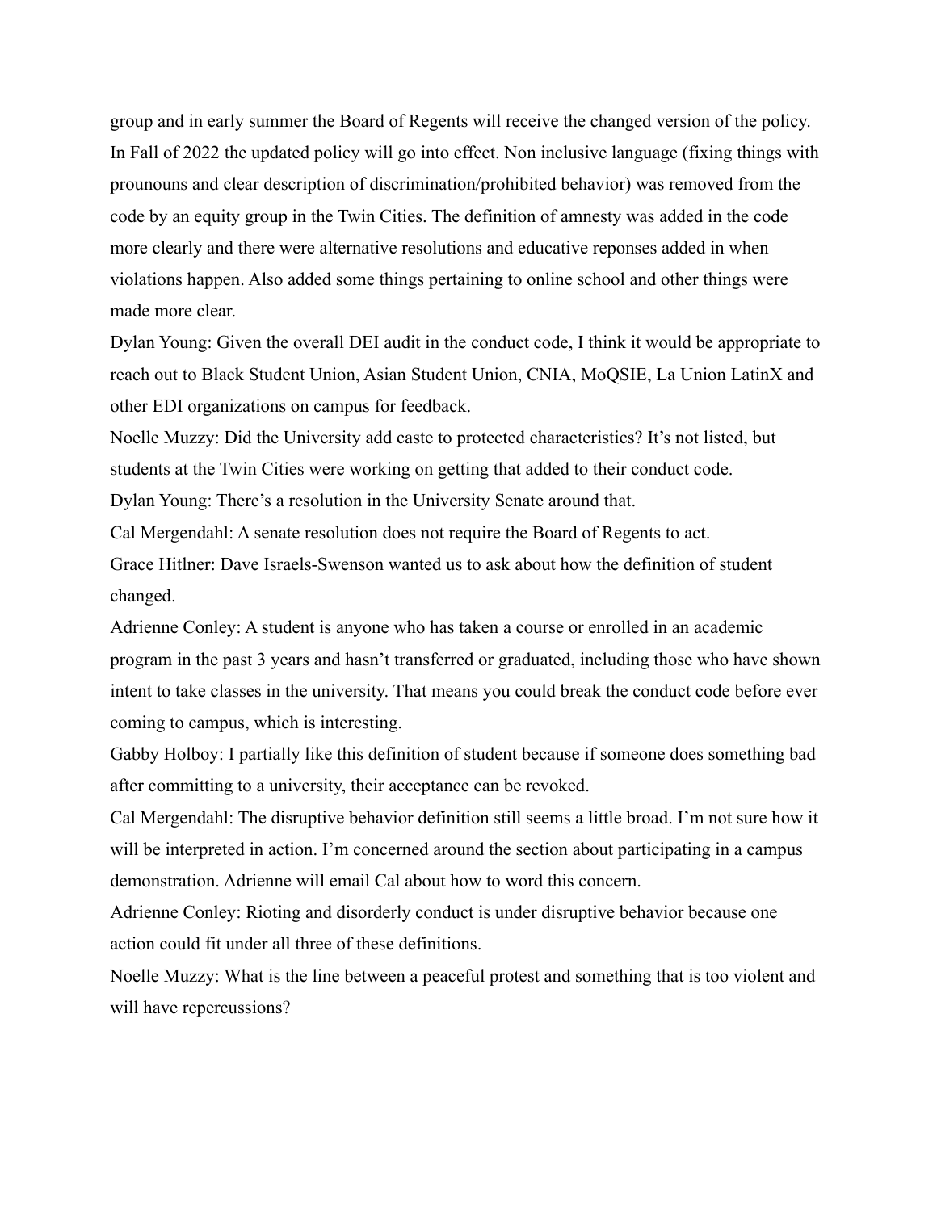group and in early summer the Board of Regents will receive the changed version of the policy. In Fall of 2022 the updated policy will go into effect. Non inclusive language (fixing things with prounouns and clear description of discrimination/prohibited behavior) was removed from the code by an equity group in the Twin Cities. The definition of amnesty was added in the code more clearly and there were alternative resolutions and educative reponses added in when violations happen. Also added some things pertaining to online school and other things were made more clear.

Dylan Young: Given the overall DEI audit in the conduct code, I think it would be appropriate to reach out to Black Student Union, Asian Student Union, CNIA, MoQSIE, La Union LatinX and other EDI organizations on campus for feedback.

Noelle Muzzy: Did the University add caste to protected characteristics? It's not listed, but students at the Twin Cities were working on getting that added to their conduct code.

Dylan Young: There's a resolution in the University Senate around that.

Cal Mergendahl: A senate resolution does not require the Board of Regents to act.

Grace Hitlner: Dave Israels-Swenson wanted us to ask about how the definition of student changed.

Adrienne Conley: A student is anyone who has taken a course or enrolled in an academic program in the past 3 years and hasn't transferred or graduated, including those who have shown intent to take classes in the university. That means you could break the conduct code before ever coming to campus, which is interesting.

Gabby Holboy: I partially like this definition of student because if someone does something bad after committing to a university, their acceptance can be revoked.

Cal Mergendahl: The disruptive behavior definition still seems a little broad. I'm not sure how it will be interpreted in action. I'm concerned around the section about participating in a campus demonstration. Adrienne will email Cal about how to word this concern.

Adrienne Conley: Rioting and disorderly conduct is under disruptive behavior because one action could fit under all three of these definitions.

Noelle Muzzy: What is the line between a peaceful protest and something that is too violent and will have repercussions?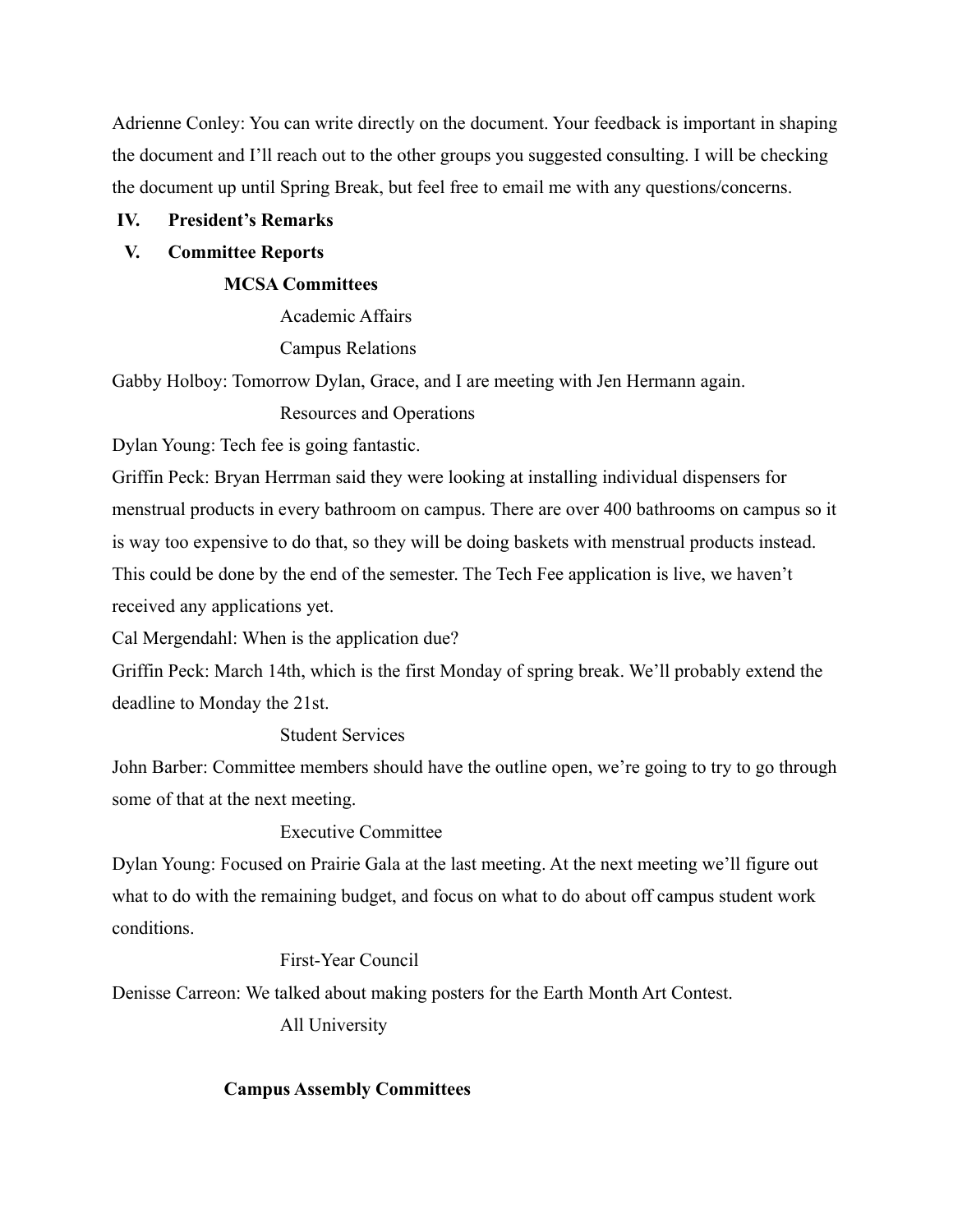Adrienne Conley: You can write directly on the document. Your feedback is important in shaping the document and I'll reach out to the other groups you suggested consulting. I will be checking the document up until Spring Break, but feel free to email me with any questions/concerns.

**IV. President's Remarks**

**V. Committee Reports**

**MCSA Committees**

Academic Affairs

Campus Relations

Gabby Holboy: Tomorrow Dylan, Grace, and I are meeting with Jen Hermann again.

Resources and Operations

Dylan Young: Tech fee is going fantastic.

Griffin Peck: Bryan Herrman said they were looking at installing individual dispensers for menstrual products in every bathroom on campus. There are over 400 bathrooms on campus so it is way too expensive to do that, so they will be doing baskets with menstrual products instead. This could be done by the end of the semester. The Tech Fee application is live, we haven't received any applications yet.

Cal Mergendahl: When is the application due?

Griffin Peck: March 14th, which is the first Monday of spring break. We'll probably extend the deadline to Monday the 21st.

Student Services

John Barber: Committee members should have the outline open, we're going to try to go through some of that at the next meeting.

Executive Committee

Dylan Young: Focused on Prairie Gala at the last meeting. At the next meeting we'll figure out what to do with the remaining budget, and focus on what to do about off campus student work conditions.

First-Year Council

Denisse Carreon: We talked about making posters for the Earth Month Art Contest.

All University

**Campus Assembly Committees**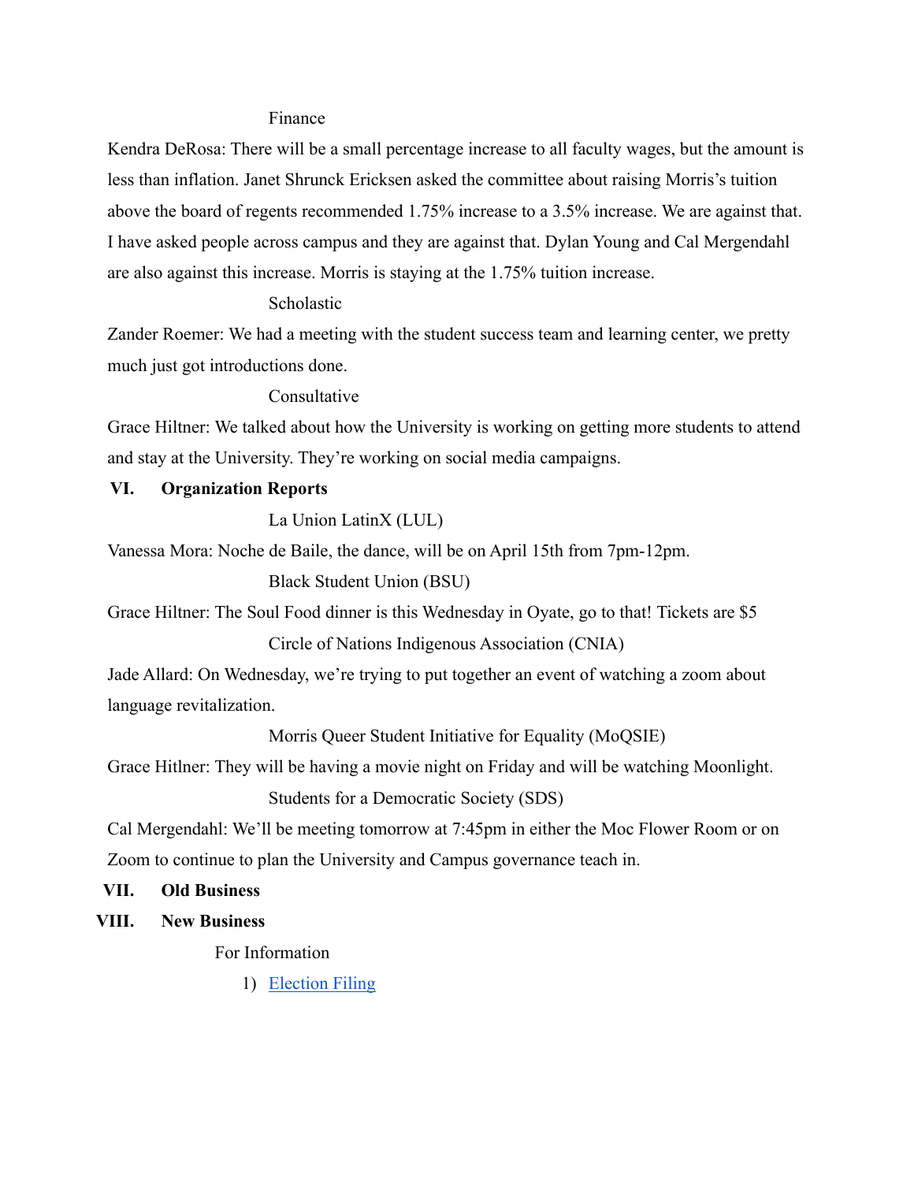Finance

Kendra DeRosa: There will be a small percentage increase to all faculty wages, but the amount is less than inflation. Janet Shrunck Ericksen asked the committee about raising Morris's tuition above the board of regents recommended 1.75% increase to a 3.5% increase. We are against that. I have asked people across campus and they are against that. Dylan Young and Cal Mergendahl are also against this increase. Morris is staying at the 1.75% tuition increase.

Scholastic

Zander Roemer: We had a meeting with the student success team and learning center, we pretty much just got introductions done.

Consultative

Grace Hiltner: We talked about how the University is working on getting more students to attend and stay at the University. They're working on social media campaigns.

## VI. Organization Reports

La Union LatinX (LUL)

Vanessa Mora: Noche de Baile, the dance, will be on April 15th from 7pm-12pm.

Black Student Union (BSU)

Grace Hiltner: The Soul Food dinner is this Wednesday in Oyate, go to that! Tickets are $5

Circle of Nations Indigenous Association (CNIA)

Jade Allard: On Wednesday, we're trying to put together an event of watching a zoom about language revitalization.

Morris Queer Student Initiative for Equality (MoQSIE)

Grace Hitlner: They will be having a movie night on Friday and will be watching Moonlight.

Students for a Democratic Society (SDS)

Cal Mergendahl: We'll be meeting tomorrow at 7:45pm in either the Moc Flower Room or on Zoom to continue to plan the University and Campus governance teach in.

## VII. Old Business

## VIII. New Business

For Information

1) Election Filing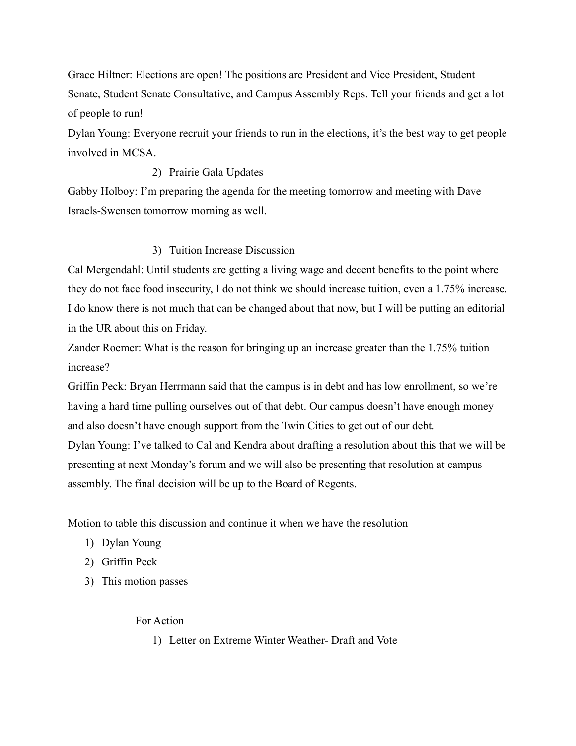Grace Hiltner: Elections are open! The positions are President and Vice President, Student Senate, Student Senate Consultative, and Campus Assembly Reps. Tell your friends and get a lot of people to run!

Dylan Young: Everyone recruit your friends to run in the elections, it's the best way to get people involved in MCSA.

2) Prairie Gala Updates

Gabby Holboy: I'm preparing the agenda for the meeting tomorrow and meeting with Dave Israels-Swensen tomorrow morning as well.

3) Tuition Increase Discussion

Cal Mergendahl: Until students are getting a living wage and decent benefits to the point where they do not face food insecurity, I do not think we should increase tuition, even a 1.75% increase. I do know there is not much that can be changed about that now, but I will be putting an editorial in the UR about this on Friday.

Zander Roemer: What is the reason for bringing up an increase greater than the 1.75% tuition increase?

Griffin Peck: Bryan Herrmann said that the campus is in debt and has low enrollment, so we're having a hard time pulling ourselves out of that debt. Our campus doesn't have enough money and also doesn't have enough support from the Twin Cities to get out of our debt.

Dylan Young: I've talked to Cal and Kendra about drafting a resolution about this that we will be presenting at next Monday's forum and we will also be presenting that resolution at campus assembly. The final decision will be up to the Board of Regents.

Motion to table this discussion and continue it when we have the resolution

1) Dylan Young
2) Griffin Peck
3) This motion passes

For Action

1) Letter on Extreme Winter Weather- Draft and Vote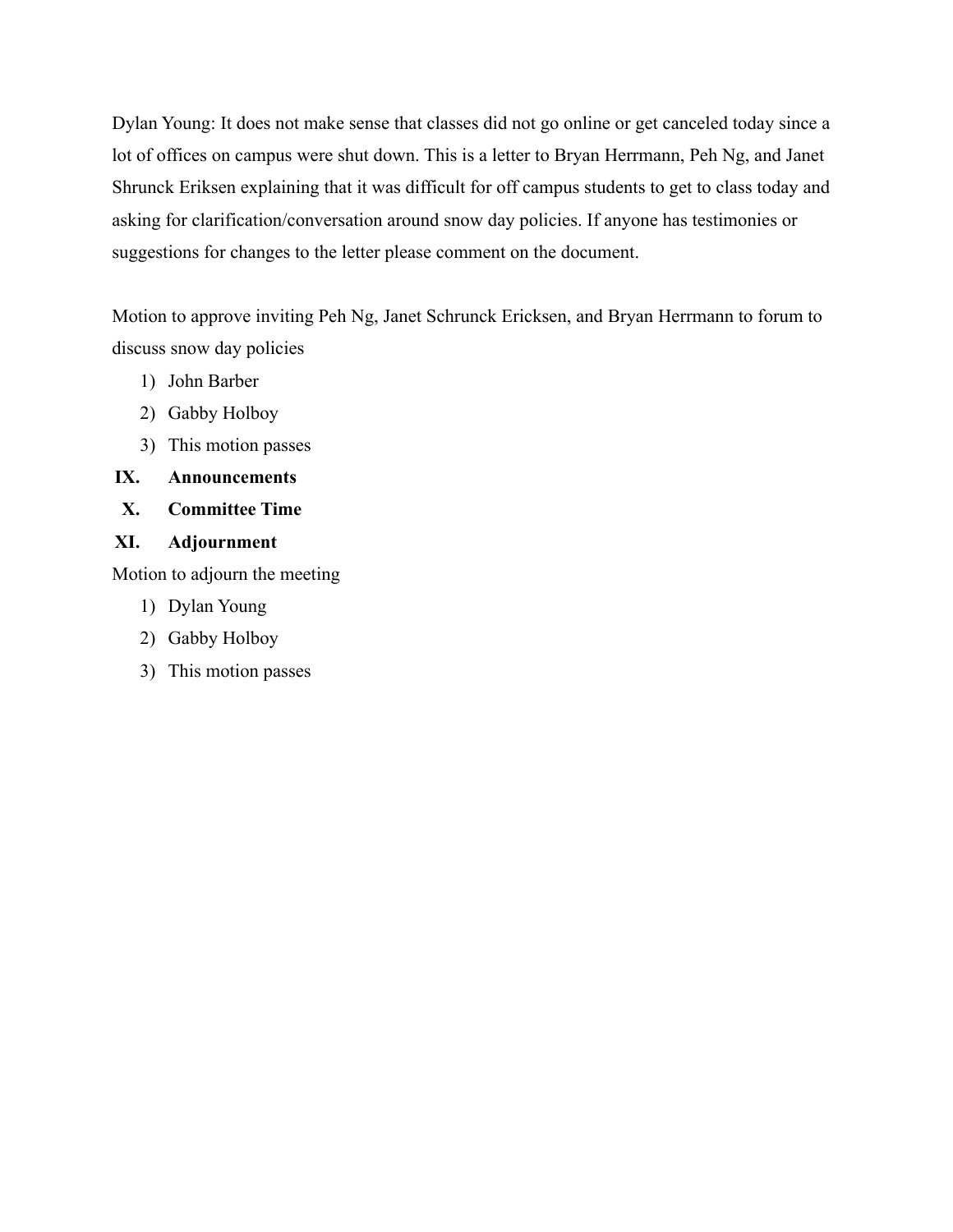Dylan Young: It does not make sense that classes did not go online or get canceled today since a lot of offices on campus were shut down. This is a letter to Bryan Herrmann, Peh Ng, and Janet Shrunck Eriksen explaining that it was difficult for off campus students to get to class today and asking for clarification/conversation around snow day policies. If anyone has testimonies or suggestions for changes to the letter please comment on the document.

Motion to approve inviting Peh Ng, Janet Schrunck Ericksen, and Bryan Herrmann to forum to discuss snow day policies

1) John Barber
2) Gabby Holboy
3) This motion passes

**IX. Announcements**

**X. Committee Time**

**XI. Adjournment**

Motion to adjourn the meeting

1) Dylan Young
2) Gabby Holboy
3) This motion passes